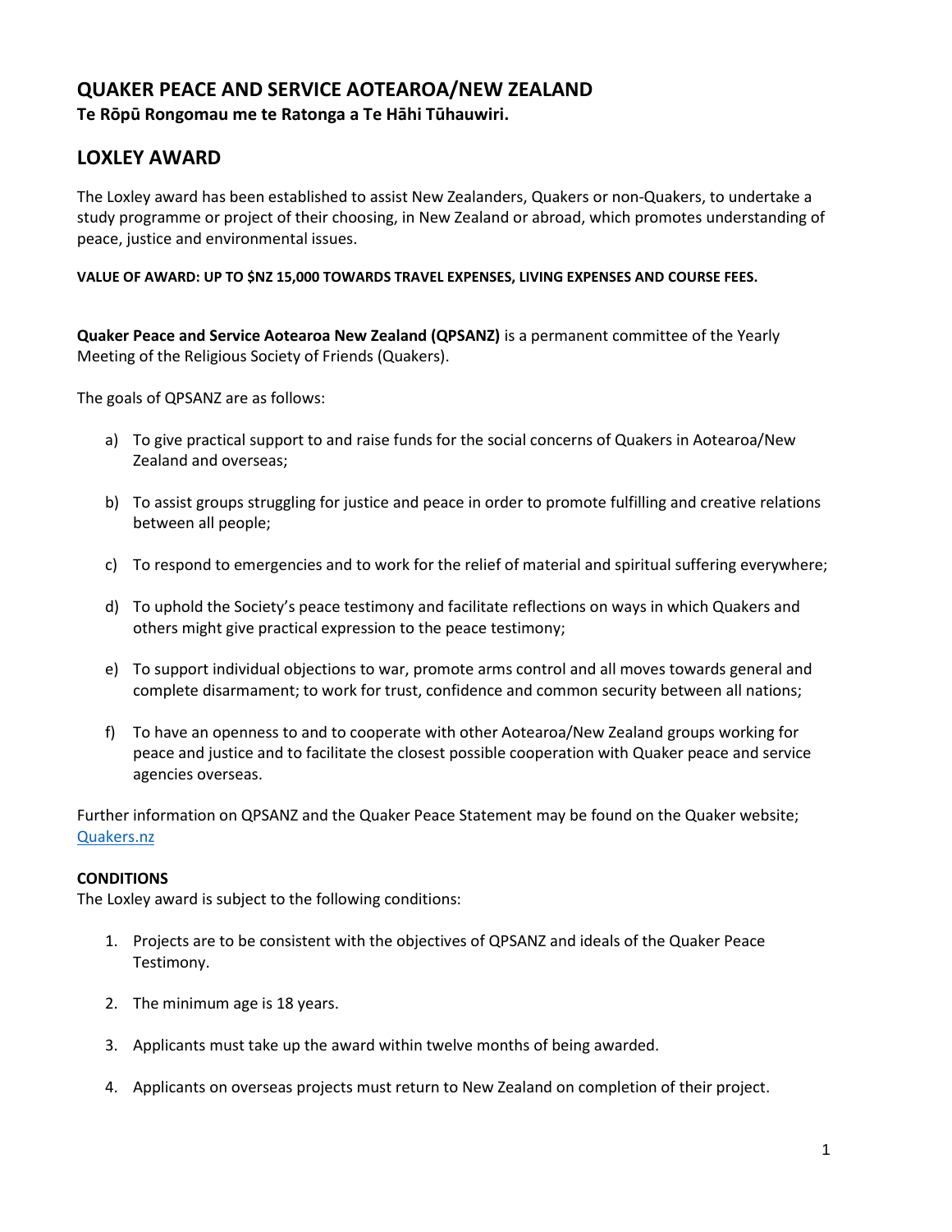# QUAKER PEACE AND SERVICE AOTEAROA/NEW ZEALAND

**Te Rōpū Rongomau me te Ratonga a Te Hāhi Tūhauwiri.**

## LOXLEY AWARD

The Loxley award has been established to assist New Zealanders, Quakers or non-Quakers, to undertake a study programme or project of their choosing, in New Zealand or abroad, which promotes understanding of peace, justice and environmental issues.

**VALUE OF AWARD: UP TO $NZ 15,000 TOWARDS TRAVEL EXPENSES, LIVING EXPENSES AND COURSE FEES.**

**Quaker Peace and Service Aotearoa New Zealand (QPSANZ)** is a permanent committee of the Yearly Meeting of the Religious Society of Friends (Quakers).

The goals of QPSANZ are as follows:

a) To give practical support to and raise funds for the social concerns of Quakers in Aotearoa/New Zealand and overseas;

b) To assist groups struggling for justice and peace in order to promote fulfilling and creative relations between all people;

c) To respond to emergencies and to work for the relief of material and spiritual suffering everywhere;

d) To uphold the Society's peace testimony and facilitate reflections on ways in which Quakers and others might give practical expression to the peace testimony;

e) To support individual objections to war, promote arms control and all moves towards general and complete disarmament; to work for trust, confidence and common security between all nations;

f) To have an openness to and to cooperate with other Aotearoa/New Zealand groups working for peace and justice and to facilitate the closest possible cooperation with Quaker peace and service agencies overseas.

Further information on QPSANZ and the Quaker Peace Statement may be found on the Quaker website; [Quakers.nz](Quakers.nz)

**CONDITIONS**

The Loxley award is subject to the following conditions:

1. Projects are to be consistent with the objectives of QPSANZ and ideals of the Quaker Peace Testimony.

2. The minimum age is 18 years.

3. Applicants must take up the award within twelve months of being awarded.

4. Applicants on overseas projects must return to New Zealand on completion of their project.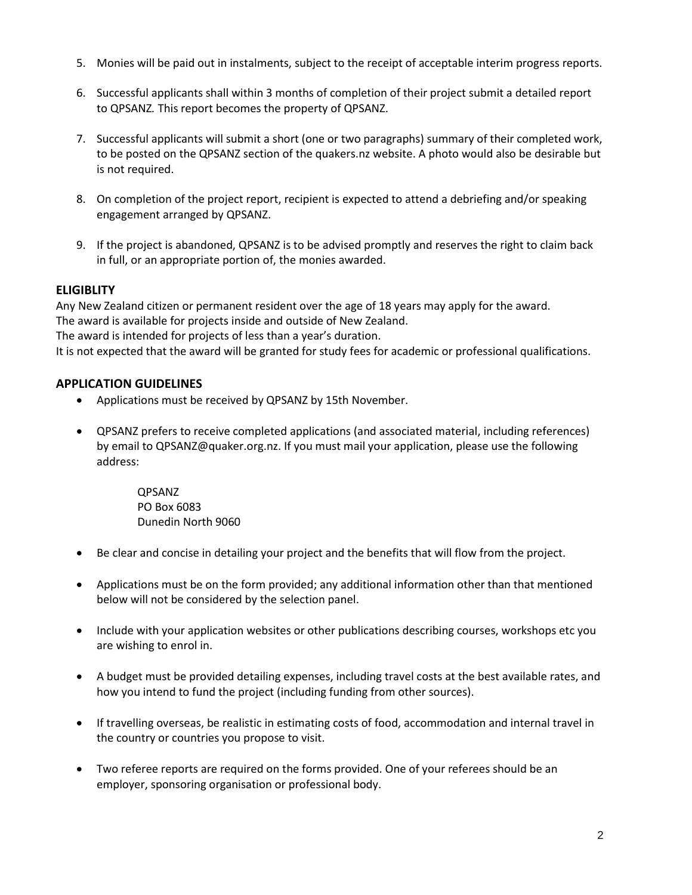5. Monies will be paid out in instalments, subject to the receipt of acceptable interim progress reports.

6. Successful applicants shall within 3 months of completion of their project submit a detailed report to QPSANZ*.* This report becomes the property of QPSANZ.

7. Successful applicants will submit a short (one or two paragraphs) summary of their completed work, to be posted on the QPSANZ section of the quakers.nz website. A photo would also be desirable but is not required.

8. On completion of the project report, recipient is expected to attend a debriefing and/or speaking engagement arranged by QPSANZ.

9. If the project is abandoned, QPSANZ is to be advised promptly and reserves the right to claim back in full, or an appropriate portion of, the monies awarded.

## ELIGIBLITY

Any New Zealand citizen or permanent resident over the age of 18 years may apply for the award.
The award is available for projects inside and outside of New Zealand.
The award is intended for projects of less than a year's duration.
It is not expected that the award will be granted for study fees for academic or professional qualifications.

## APPLICATION GUIDELINES

- Applications must be received by QPSANZ by 15th November.

- QPSANZ prefers to receive completed applications (and associated material, including references) by email to QPSANZ@quaker.org.nz. If you must mail your application, please use the following address:

  QPSANZ
  PO Box 6083
  Dunedin North 9060

- Be clear and concise in detailing your project and the benefits that will flow from the project.

- Applications must be on the form provided; any additional information other than that mentioned below will not be considered by the selection panel.

- Include with your application websites or other publications describing courses, workshops etc you are wishing to enrol in.

- A budget must be provided detailing expenses, including travel costs at the best available rates, and how you intend to fund the project (including funding from other sources).

- If travelling overseas, be realistic in estimating costs of food, accommodation and internal travel in the country or countries you propose to visit.

- Two referee reports are required on the forms provided. One of your referees should be an employer, sponsoring organisation or professional body.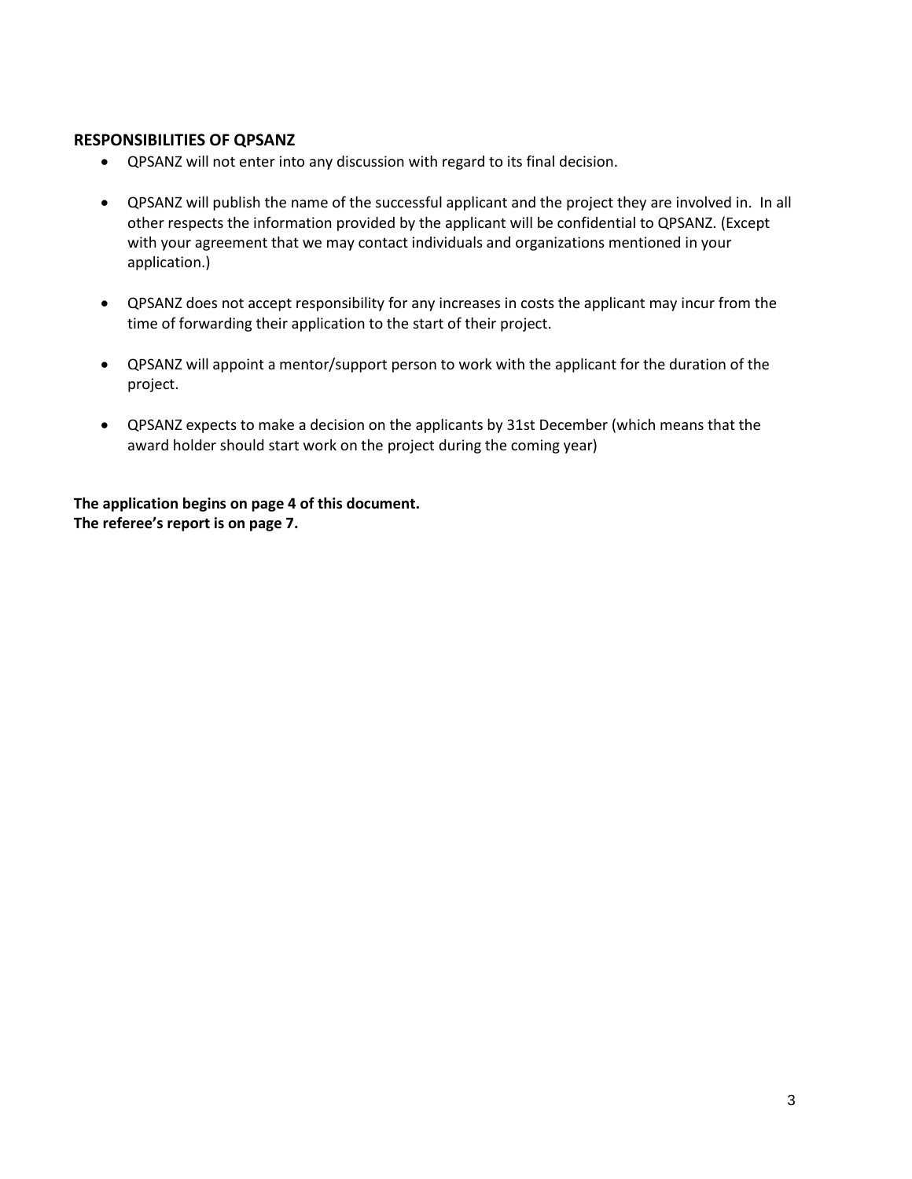## RESPONSIBILITIES OF QPSANZ

- QPSANZ will not enter into any discussion with regard to its final decision.
- QPSANZ will publish the name of the successful applicant and the project they are involved in. In all other respects the information provided by the applicant will be confidential to QPSANZ. (Except with your agreement that we may contact individuals and organizations mentioned in your application.)
- QPSANZ does not accept responsibility for any increases in costs the applicant may incur from the time of forwarding their application to the start of their project.
- QPSANZ will appoint a mentor/support person to work with the applicant for the duration of the project.
- QPSANZ expects to make a decision on the applicants by 31st December (which means that the award holder should start work on the project during the coming year)

**The application begins on page 4 of this document.**
**The referee's report is on page 7.**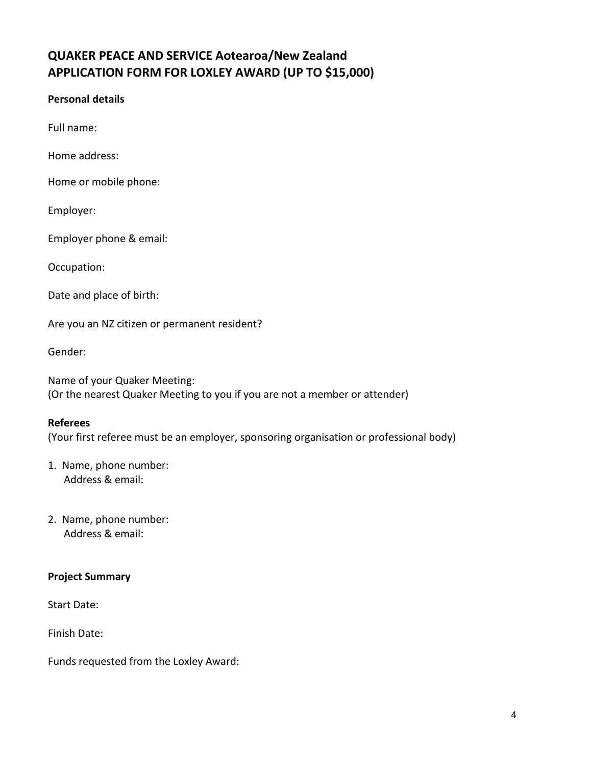## QUAKER PEACE AND SERVICE Aotearoa/New Zealand
## APPLICATION FORM FOR LOXLEY AWARD (UP TO $15,000)

**Personal details**

Full name:

Home address:

Home or mobile phone:

Employer:

Employer phone & email:

Occupation:

Date and place of birth:

Are you an NZ citizen or permanent resident?

Gender:

Name of your Quaker Meeting:
(Or the nearest Quaker Meeting to you if you are not a member or attender)

**Referees**
(Your first referee must be an employer, sponsoring organisation or professional body)

1. Name, phone number:
   Address & email:

2. Name, phone number:
   Address & email:

**Project Summary**

Start Date:

Finish Date:

Funds requested from the Loxley Award: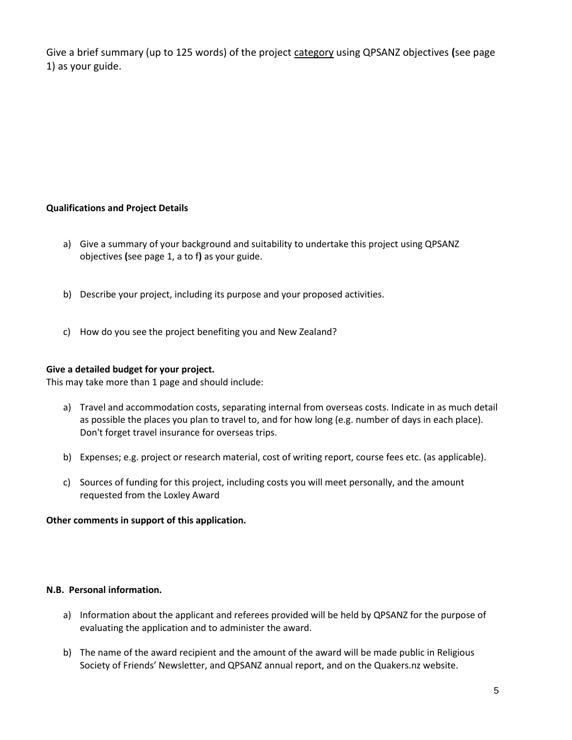Give a brief summary (up to 125 words) of the project <u>category</u> using QPSANZ objectives **(**see page 1) as your guide.

**Qualifications and Project Details**

a) Give a summary of your background and suitability to undertake this project using QPSANZ objectives **(**see page 1, a to f**)** as your guide.

b) Describe your project, including its purpose and your proposed activities.

c) How do you see the project benefiting you and New Zealand?

**Give a detailed budget for your project.**

This may take more than 1 page and should include:

a) Travel and accommodation costs, separating internal from overseas costs. Indicate in as much detail as possible the places you plan to travel to, and for how long (e.g. number of days in each place). Don't forget travel insurance for overseas trips.

b) Expenses; e.g. project or research material, cost of writing report, course fees etc. (as applicable).

c) Sources of funding for this project, including costs you will meet personally, and the amount requested from the Loxley Award

**Other comments in support of this application.**

**N.B. Personal information.**

a) Information about the applicant and referees provided will be held by QPSANZ for the purpose of evaluating the application and to administer the award.

b) The name of the award recipient and the amount of the award will be made public in Religious Society of Friends' Newsletter, and QPSANZ annual report, and on the Quakers.nz website.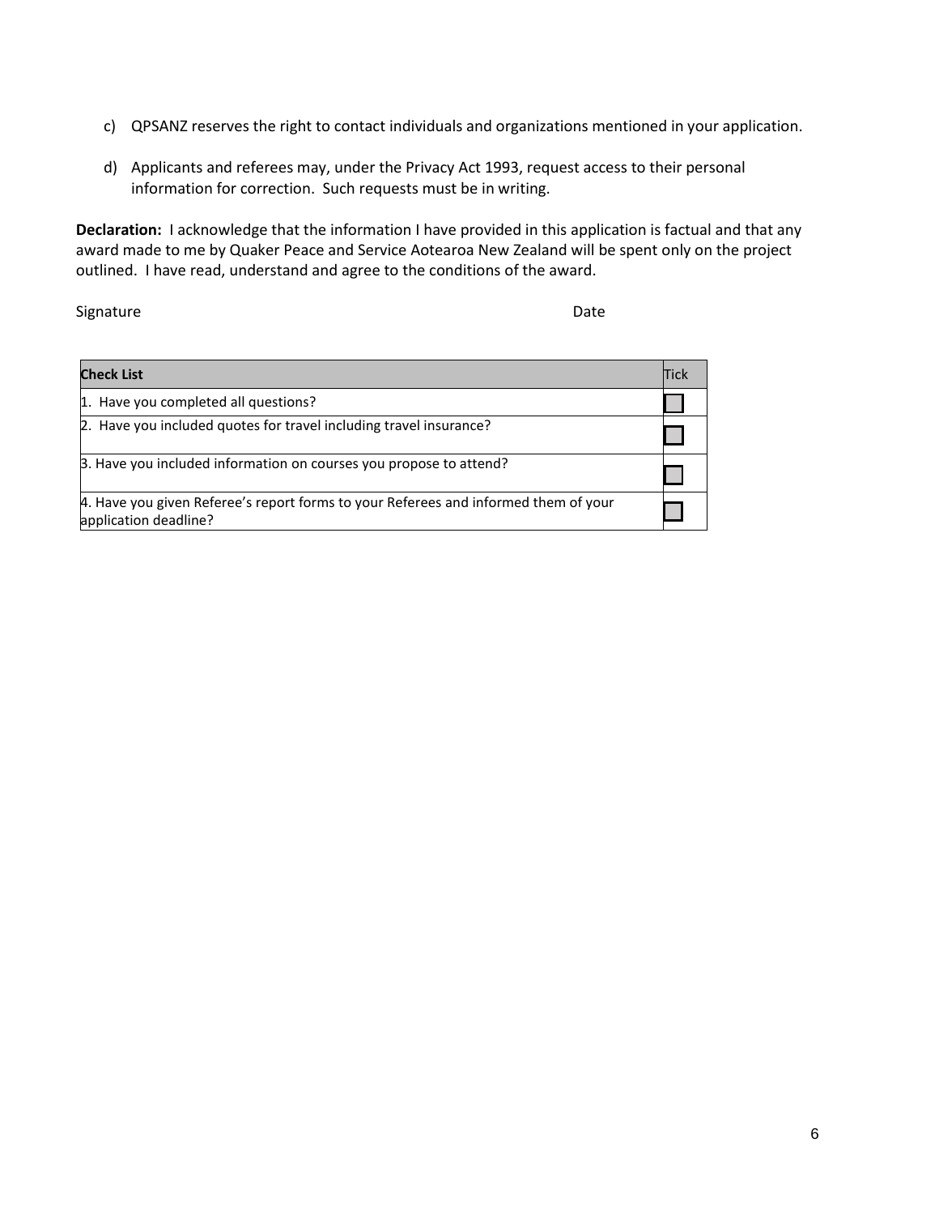c) QPSANZ reserves the right to contact individuals and organizations mentioned in your application.

d) Applicants and referees may, under the Privacy Act 1993, request access to their personal information for correction. Such requests must be in writing.

**Declaration:** I acknowledge that the information I have provided in this application is factual and that any award made to me by Quaker Peace and Service Aotearoa New Zealand will be spent only on the project outlined. I have read, understand and agree to the conditions of the award.

Signature Date

| **Check List** | Tick |
| --- | --- |
| 1. Have you completed all questions? | ☐ |
| 2. Have you included quotes for travel including travel insurance? | ☐ |
| 3. Have you included information on courses you propose to attend? | ☐ |
| 4. Have you given Referee's report forms to your Referees and informed them of your application deadline? | ☐ |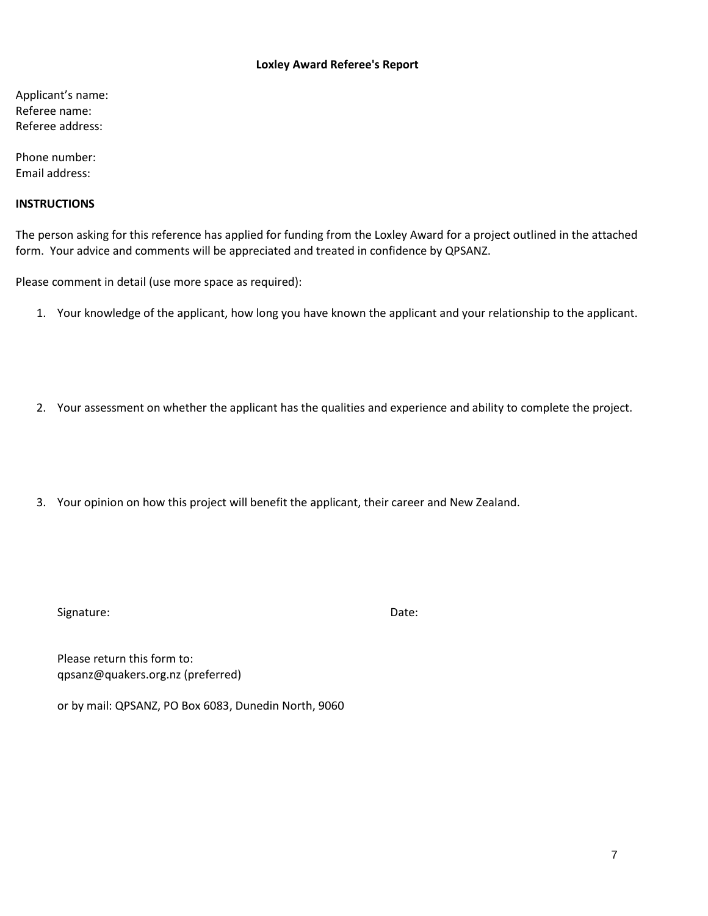**Loxley Award Referee's Report**

Applicant's name:
Referee name:
Referee address:

Phone number:
Email address:

**INSTRUCTIONS**

The person asking for this reference has applied for funding from the Loxley Award for a project outlined in the attached form. Your advice and comments will be appreciated and treated in confidence by QPSANZ.

Please comment in detail (use more space as required):

1. Your knowledge of the applicant, how long you have known the applicant and your relationship to the applicant.

2. Your assessment on whether the applicant has the qualities and experience and ability to complete the project.

3. Your opinion on how this project will benefit the applicant, their career and New Zealand.

Signature: Date:

Please return this form to:
qpsanz@quakers.org.nz (preferred)

or by mail: QPSANZ, PO Box 6083, Dunedin North, 9060